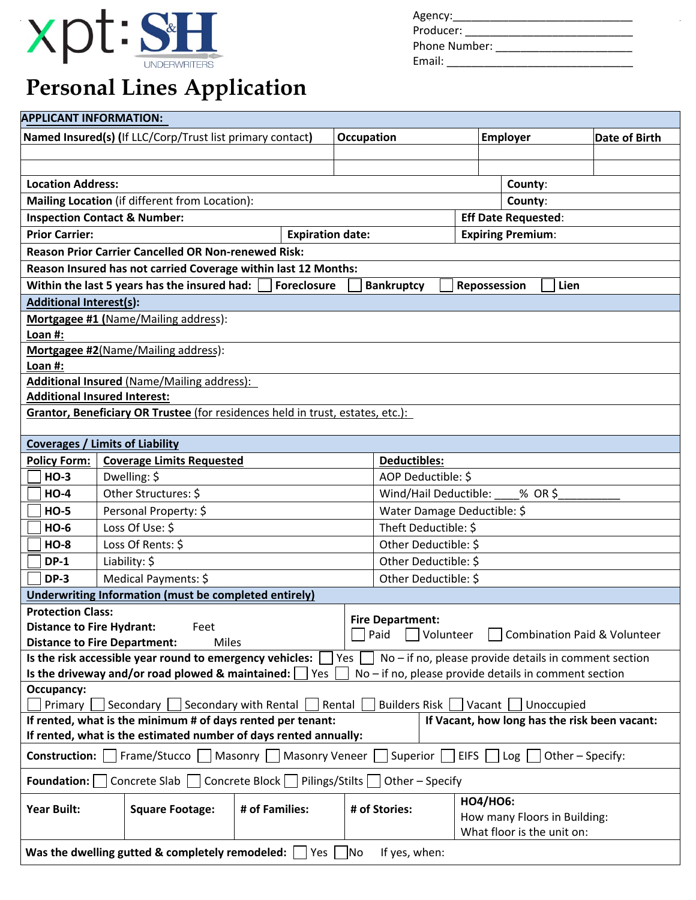xpt: S&H UNDERWRITERS

Agency:_______________________________
Producer: ____________________________
Phone Number: ________________________
Email: _______________________________

# Personal Lines Application

## APPLICANT INFORMATION:

| Named Insured(s) (If LLC/Corp/Trust list primary contact) | Occupation | Employer | Date of Birth |
|---|---|---|---|
| | | | |
| | | | |

**Location Address:** | **County:**

**Mailing Location** (if different from Location): | **County:**

**Inspection Contact & Number:** | **Eff Date Requested:**

**Prior Carrier:** | **Expiration date:** | **Expiring Premium:**

**Reason Prior Carrier Cancelled OR Non-renewed Risk:**

**Reason Insured has not carried Coverage within last 12 Months:**

**Within the last 5 years has the insured had:** ☐ **Foreclosure** ☐ **Bankruptcy** ☐ **Repossession** ☐ **Lien**

## Additional Interest(s):

**Mortgagee #1** (Name/Mailing address):
**Loan #:**

**Mortgagee #2** (Name/Mailing address):
**Loan #:**

**Additional Insured** (Name/Mailing address):
**Additional Insured Interest:**

**Grantor, Beneficiary OR Trustee** (for residences held in trust, estates, etc.):

## Coverages / Limits of Liability

| Policy Form: | Coverage Limits Requested | Deductibles: |
|---|---|---|
| ☐ HO-3 | Dwelling: $ | AOP Deductible: $ |
| ☐ HO-4 | Other Structures: $ | Wind/Hail Deductible: ____% OR $__________ |
| ☐ HO-5 | Personal Property: $ | Water Damage Deductible: $ |
| ☐ HO-6 | Loss Of Use: $ | Theft Deductible: $ |
| ☐ HO-8 | Loss Of Rents: $ | Other Deductible: $ |
| ☐ DP-1 | Liability: $ | Other Deductible: $ |
| ☐ DP-3 | Medical Payments: $ | Other Deductible: $ |

## Underwriting Information (must be completed entirely)

**Protection Class:**
**Distance to Fire Hydrant:** Feet
**Distance to Fire Department:** Miles

**Fire Department:** ☐ Paid ☐ Volunteer ☐ Combination Paid & Volunteer

**Is the risk accessible year round to emergency vehicles:** ☐ Yes ☐ No – if no, please provide details in comment section

**Is the driveway and/or road plowed & maintained:** ☐ Yes ☐ No – if no, please provide details in comment section

**Occupancy:**
☐ Primary ☐ Secondary ☐ Secondary with Rental ☐ Rental ☐ Builders Risk ☐ Vacant ☐ Unoccupied

**If rented, what is the minimum # of days rented per tenant:**
**If rented, what is the estimated number of days rented annually:**
**If Vacant, how long has the risk been vacant:**

**Construction:** ☐ Frame/Stucco ☐ Masonry ☐ Masonry Veneer ☐ Superior ☐ EIFS ☐ Log ☐ Other – Specify:

**Foundation:** ☐ Concrete Slab ☐ Concrete Block ☐ Pilings/Stilts ☐ Other – Specify

| Year Built: | Square Footage: | # of Families: | # of Stories: | HO4/HO6: How many Floors in Building: What floor is the unit on: |
|---|---|---|---|---|

**Was the dwelling gutted & completely remodeled:** ☐ Yes ☐ No If yes, when: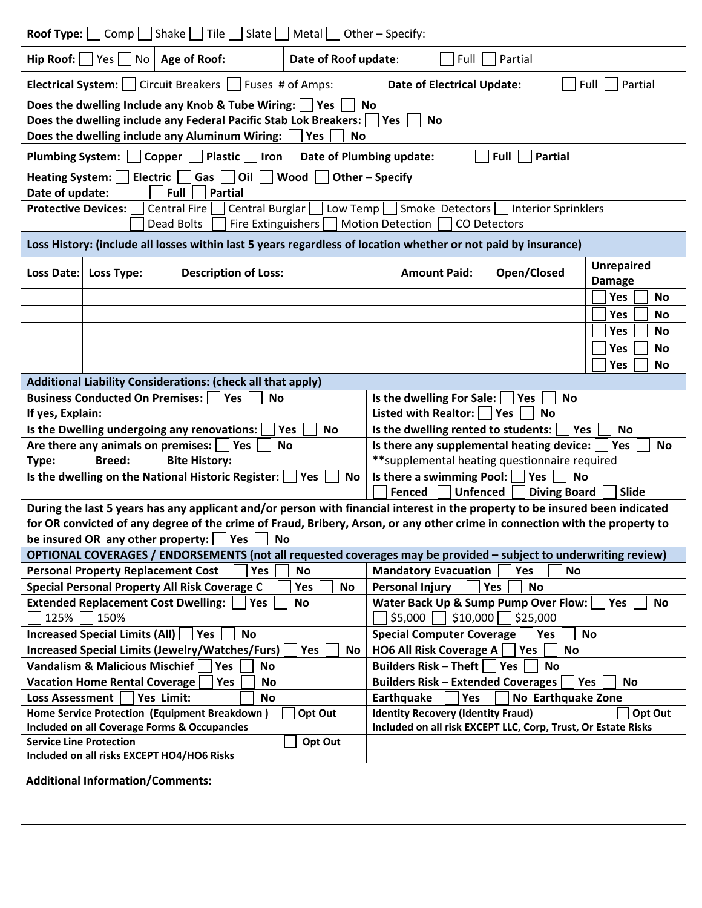**Roof Type:** ☐ Comp ☐ Shake ☐ Tile ☐ Slate ☐ Metal ☐ Other – Specify:

**Hip Roof:** ☐ Yes ☐ No | **Age of Roof:** | **Date of Roof update**: ☐ Full ☐ Partial

**Electrical System:** ☐ Circuit Breakers ☐ Fuses # of Amps: **Date of Electrical Update:** ☐ Full ☐ Partial

**Does the dwelling Include any Knob & Tube Wiring:** ☐ **Yes** ☐ **No**
**Does the dwelling include any Federal Pacific Stab Lok Breakers:** ☐ **Yes** ☐ **No**
**Does the dwelling include any Aluminum Wiring:** ☐ **Yes** ☐ **No**

**Plumbing System:** ☐ **Copper** ☐ **Plastic** ☐ **Iron** | **Date of Plumbing update:** ☐ **Full** ☐ **Partial**

**Heating System:** ☐ **Electric** ☐ **Gas** ☐ **Oil** ☐ **Wood** ☐ **Other – Specify**
**Date of update:** ☐ **Full** ☐ **Partial**

**Protective Devices:** ☐ Central Fire ☐ Central Burglar ☐ Low Temp ☐ Smoke Detectors ☐ Interior Sprinklers ☐ Dead Bolts ☐ Fire Extinguishers ☐ Motion Detection ☐ CO Detectors

**Loss History: (include all losses within last 5 years regardless of location whether or not paid by insurance)**

| Loss Date: | Loss Type: | Description of Loss: | Amount Paid: | Open/Closed | Unrepaired Damage |
|---|---|---|---|---|---|
| | | | | | ☐ Yes ☐ No |
| | | | | | ☐ Yes ☐ No |
| | | | | | ☐ Yes ☐ No |
| | | | | | ☐ Yes ☐ No |
| | | | | | ☐ Yes ☐ No |

**Additional Liability Considerations: (check all that apply)**

| | |
|---|---|
| **Business Conducted On Premises:** ☐ **Yes** ☐ **No** <br> **If yes, Explain:** | **Is the dwelling For Sale:** ☐ **Yes** ☐ **No** <br> **Listed with Realtor:** ☐ **Yes** ☐ **No** |
| **Is the Dwelling undergoing any renovations:** ☐ **Yes** ☐ **No** | **Is the dwelling rented to students:** ☐ **Yes** ☐ **No** |
| **Are there any animals on premises:** ☐ **Yes** ☐ **No** <br> **Type: Breed: Bite History:** | **Is there any supplemental heating device:** ☐ **Yes** ☐ **No** <br> **supplemental heating questionnaire required |
| **Is the dwelling on the National Historic Register:** ☐ **Yes** ☐ **No** | **Is there a swimming Pool:** ☐ **Yes** ☐ **No** <br> ☐ **Fenced** ☐ **Unfenced** ☐ **Diving Board** ☐ **Slide** |

**During the last 5 years has any applicant and/or person with financial interest in the property to be insured been indicated for OR convicted of any degree of the crime of Fraud, Bribery, Arson, or any other crime in connection with the property to be insured OR any other property:** ☐ **Yes** ☐ **No**

**OPTIONAL COVERAGES / ENDORSEMENTS (not all requested coverages may be provided – subject to underwriting review)**

| | |
|---|---|
| **Personal Property Replacement Cost** ☐ **Yes** ☐ **No** | **Mandatory Evacuation** ☐ **Yes** ☐ **No** |
| **Special Personal Property All Risk Coverage C** ☐ **Yes** ☐ **No** | **Personal Injury** ☐ **Yes** ☐ **No** |
| **Extended Replacement Cost Dwelling:** ☐ **Yes** ☐ **No** <br> ☐ 125% ☐ 150% | **Water Back Up & Sump Pump Over Flow:** ☐ **Yes** ☐ **No** <br> ☐ $5,000 ☐ $10,000 ☐ $25,000 |
| **Increased Special Limits (All)** ☐ **Yes** ☐ **No** | **Special Computer Coverage** ☐ **Yes** ☐ **No** |
| **Increased Special Limits (Jewelry/Watches/Furs)** ☐ **Yes** ☐ **No** | **HO6 All Risk Coverage A** ☐ **Yes** ☐ **No** |
| **Vandalism & Malicious Mischief** ☐ **Yes** ☐ **No** | **Builders Risk – Theft** ☐ **Yes** ☐ **No** |
| **Vacation Home Rental Coverage** ☐ **Yes** ☐ **No** | **Builders Risk – Extended Coverages** ☐ **Yes** ☐ **No** |
| **Loss Assessment** ☐ **Yes Limit:** ☐ **No** | **Earthquake** ☐ **Yes** ☐ **No Earthquake Zone** |
| **Home Service Protection (Equipment Breakdown)** ☐ **Opt Out** <br> **Included on all Coverage Forms & Occupancies** | **Identity Recovery (Identity Fraud)** ☐ **Opt Out** <br> **Included on all risk EXCEPT LLC, Corp, Trust, Or Estate Risks** |
| **Service Line Protection** ☐ **Opt Out** <br> **Included on all risks EXCEPT HO4/HO6 Risks** | |

**Additional Information/Comments:**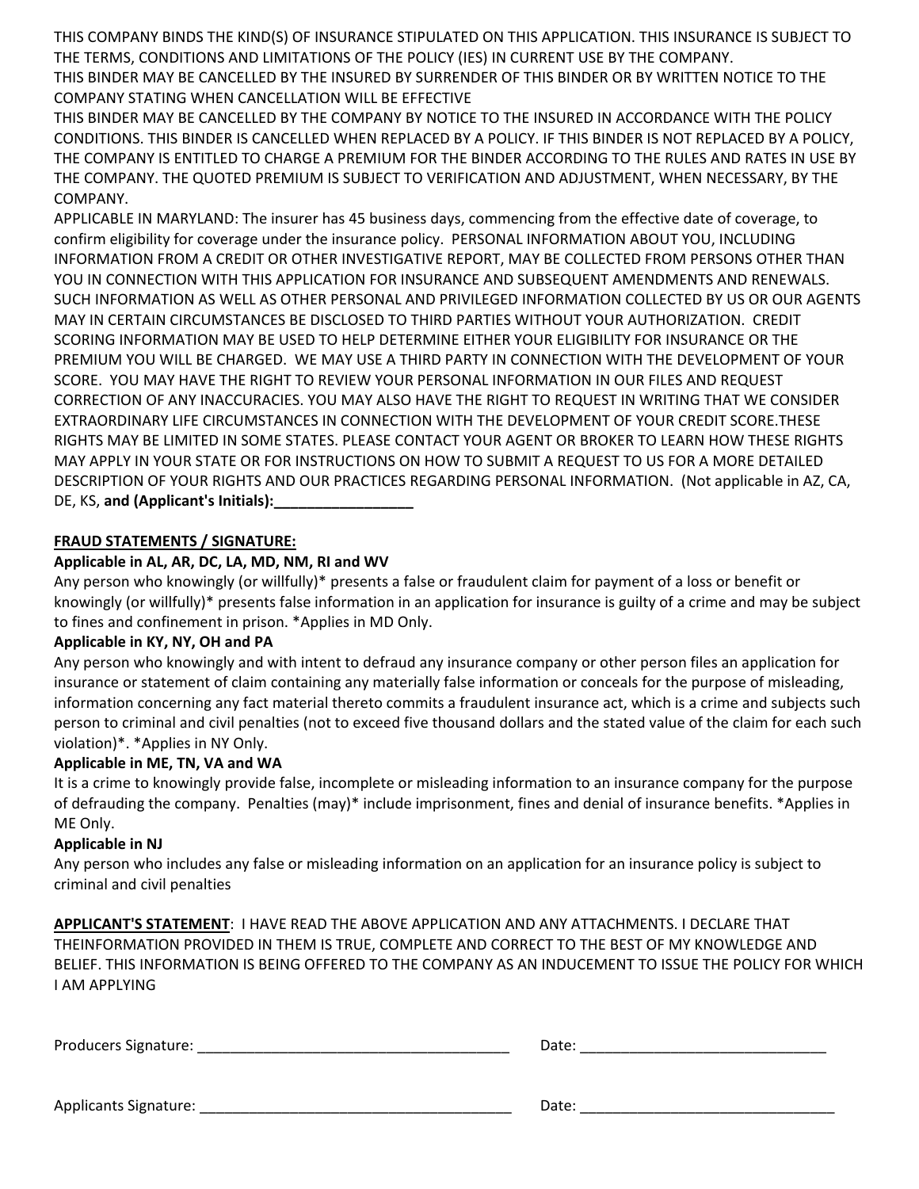THIS COMPANY BINDS THE KIND(S) OF INSURANCE STIPULATED ON THIS APPLICATION. THIS INSURANCE IS SUBJECT TO THE TERMS, CONDITIONS AND LIMITATIONS OF THE POLICY (IES) IN CURRENT USE BY THE COMPANY.
THIS BINDER MAY BE CANCELLED BY THE INSURED BY SURRENDER OF THIS BINDER OR BY WRITTEN NOTICE TO THE COMPANY STATING WHEN CANCELLATION WILL BE EFFECTIVE
THIS BINDER MAY BE CANCELLED BY THE COMPANY BY NOTICE TO THE INSURED IN ACCORDANCE WITH THE POLICY CONDITIONS. THIS BINDER IS CANCELLED WHEN REPLACED BY A POLICY. IF THIS BINDER IS NOT REPLACED BY A POLICY, THE COMPANY IS ENTITLED TO CHARGE A PREMIUM FOR THE BINDER ACCORDING TO THE RULES AND RATES IN USE BY THE COMPANY. THE QUOTED PREMIUM IS SUBJECT TO VERIFICATION AND ADJUSTMENT, WHEN NECESSARY, BY THE COMPANY.
APPLICABLE IN MARYLAND: The insurer has 45 business days, commencing from the effective date of coverage, to confirm eligibility for coverage under the insurance policy. PERSONAL INFORMATION ABOUT YOU, INCLUDING INFORMATION FROM A CREDIT OR OTHER INVESTIGATIVE REPORT, MAY BE COLLECTED FROM PERSONS OTHER THAN YOU IN CONNECTION WITH THIS APPLICATION FOR INSURANCE AND SUBSEQUENT AMENDMENTS AND RENEWALS. SUCH INFORMATION AS WELL AS OTHER PERSONAL AND PRIVILEGED INFORMATION COLLECTED BY US OR OUR AGENTS MAY IN CERTAIN CIRCUMSTANCES BE DISCLOSED TO THIRD PARTIES WITHOUT YOUR AUTHORIZATION. CREDIT SCORING INFORMATION MAY BE USED TO HELP DETERMINE EITHER YOUR ELIGIBILITY FOR INSURANCE OR THE PREMIUM YOU WILL BE CHARGED. WE MAY USE A THIRD PARTY IN CONNECTION WITH THE DEVELOPMENT OF YOUR SCORE. YOU MAY HAVE THE RIGHT TO REVIEW YOUR PERSONAL INFORMATION IN OUR FILES AND REQUEST CORRECTION OF ANY INACCURACIES. YOU MAY ALSO HAVE THE RIGHT TO REQUEST IN WRITING THAT WE CONSIDER EXTRAORDINARY LIFE CIRCUMSTANCES IN CONNECTION WITH THE DEVELOPMENT OF YOUR CREDIT SCORE.THESE RIGHTS MAY BE LIMITED IN SOME STATES. PLEASE CONTACT YOUR AGENT OR BROKER TO LEARN HOW THESE RIGHTS MAY APPLY IN YOUR STATE OR FOR INSTRUCTIONS ON HOW TO SUBMIT A REQUEST TO US FOR A MORE DETAILED DESCRIPTION OF YOUR RIGHTS AND OUR PRACTICES REGARDING PERSONAL INFORMATION. (Not applicable in AZ, CA, DE, KS, **and (Applicant's Initials):_________________**

**FRAUD STATEMENTS / SIGNATURE:**

**Applicable in AL, AR, DC, LA, MD, NM, RI and WV**

Any person who knowingly (or willfully)* presents a false or fraudulent claim for payment of a loss or benefit or knowingly (or willfully)* presents false information in an application for insurance is guilty of a crime and may be subject to fines and confinement in prison. *Applies in MD Only.

**Applicable in KY, NY, OH and PA**

Any person who knowingly and with intent to defraud any insurance company or other person files an application for insurance or statement of claim containing any materially false information or conceals for the purpose of misleading, information concerning any fact material thereto commits a fraudulent insurance act, which is a crime and subjects such person to criminal and civil penalties (not to exceed five thousand dollars and the stated value of the claim for each such violation)*. *Applies in NY Only.

**Applicable in ME, TN, VA and WA**

It is a crime to knowingly provide false, incomplete or misleading information to an insurance company for the purpose of defrauding the company. Penalties (may)* include imprisonment, fines and denial of insurance benefits. *Applies in ME Only.

**Applicable in NJ**

Any person who includes any false or misleading information on an application for an insurance policy is subject to criminal and civil penalties

**APPLICANT'S STATEMENT**: I HAVE READ THE ABOVE APPLICATION AND ANY ATTACHMENTS. I DECLARE THAT THEINFORMATION PROVIDED IN THEM IS TRUE, COMPLETE AND CORRECT TO THE BEST OF MY KNOWLEDGE AND BELIEF. THIS INFORMATION IS BEING OFFERED TO THE COMPANY AS AN INDUCEMENT TO ISSUE THE POLICY FOR WHICH I AM APPLYING

Producers Signature: _______________________________________ Date: ______________________________

Applicants Signature: _______________________________________ Date: ________________________________